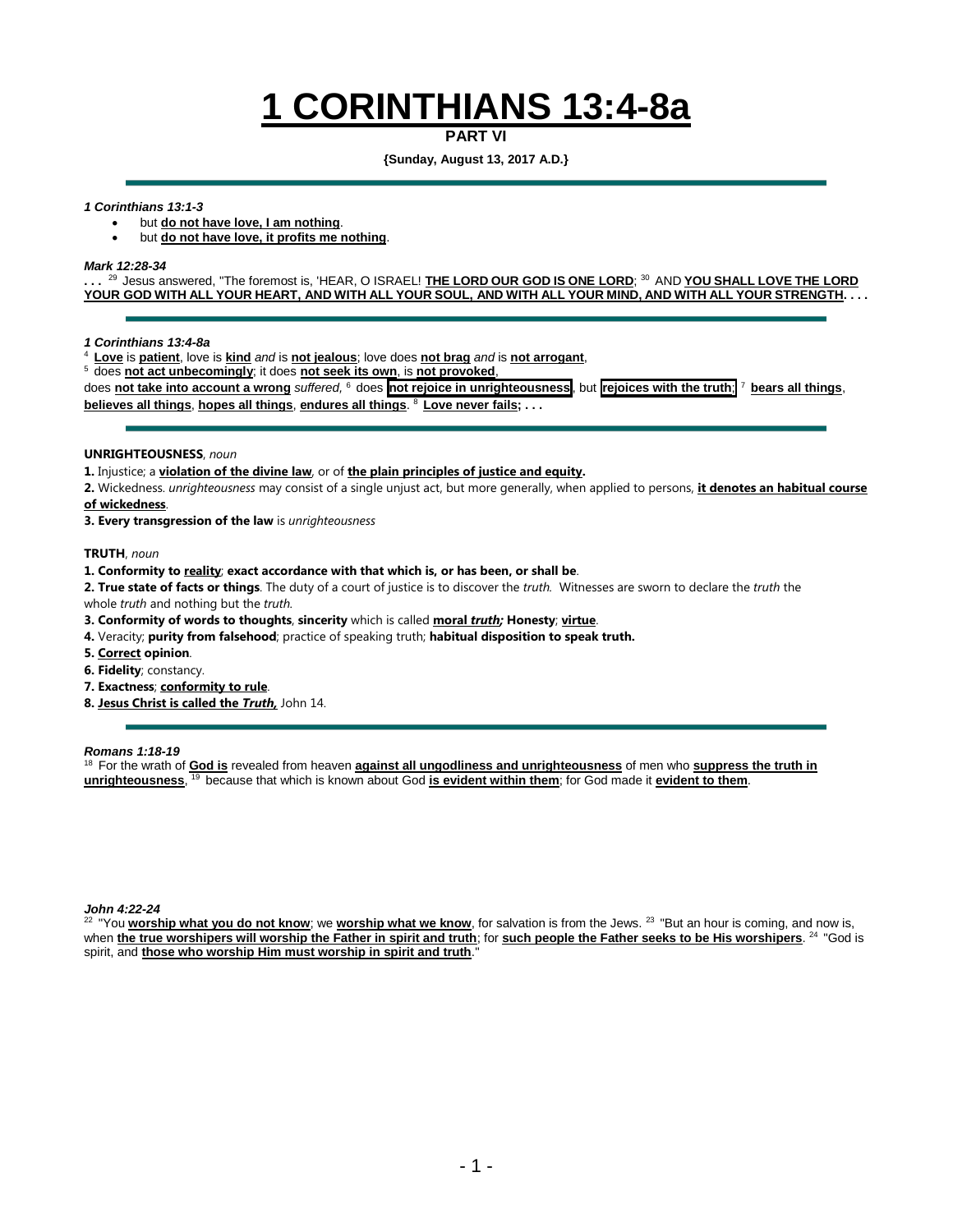# **1 CORINTHIANS 13:4-8a**

**PART VI**

**{Sunday, August 13, 2017 A.D.}**

---

***1 Corinthians 13:1-3***

- but **do not have love, I am nothing**.
- but **do not have love, it profits me nothing**.

***Mark 12:28-34***

**. . .** [29] Jesus answered, "The foremost is, 'HEAR, O ISRAEL! **THE LORD OUR GOD IS ONE LORD**; [30] AND **YOU SHALL LOVE THE LORD YOUR GOD WITH ALL YOUR HEART, AND WITH ALL YOUR SOUL, AND WITH ALL YOUR MIND, AND WITH ALL YOUR STRENGTH. . . .**

---

***1 Corinthians 13:4-8a***

[4] **Love** is **patient**, love is **kind** *and* is **not jealous**; love does **not brag** *and* is **not arrogant**,
[5] does **not act unbecomingly**; it does **not seek its own**, is **not provoked**,
does **not take into account a wrong** *suffered,* [6] does **not rejoice in unrighteousness**, but **rejoices with the truth**; [7] **bears all things**, **believes all things**, **hopes all things**, **endures all things**. [8] **Love never fails; . . .**

---

**UNRIGHTEOUSNESS**, *noun*

**1.** Injustice; a **violation of the divine law**, or of **the plain principles of justice and equity.**

**2.** Wickedness. *unrighteousness* may consist of a single unjust act, but more generally, when applied to persons, **it denotes an habitual course of wickedness**.

**3. Every transgression of the law** is *unrighteousness*

**TRUTH**, *noun*

**1. Conformity to reality**; **exact accordance with that which is, or has been, or shall be**.

**2. True state of facts or things**. The duty of a court of justice is to discover the *truth.* Witnesses are sworn to declare the *truth* the whole *truth* and nothing but the *truth.*

**3. Conformity of words to thoughts**, **sincerity** which is called **moral *truth;*** **Honesty**; **virtue**.

**4.** Veracity; **purity from falsehood**; practice of speaking truth; **habitual disposition to speak truth.**

**5. Correct opinion**.

**6. Fidelity**; constancy.

**7. Exactness**; **conformity to rule**.

**8. Jesus Christ is called the *Truth,*** John 14.

---

***Romans 1:18-19***

[18] For the wrath of **God is** revealed from heaven **against all ungodliness and unrighteousness** of men who **suppress the truth in unrighteousness**, [19] because that which is known about God **is evident within them**; for God made it **evident to them**.

***John 4:22-24***

[22] "You **worship what you do not know**; we **worship what we know**, for salvation is from the Jews. [23] "But an hour is coming, and now is, when **the true worshipers will worship the Father in spirit and truth**; for **such people the Father seeks to be His worshipers**. [24] "God is spirit, and **those who worship Him must worship in spirit and truth**."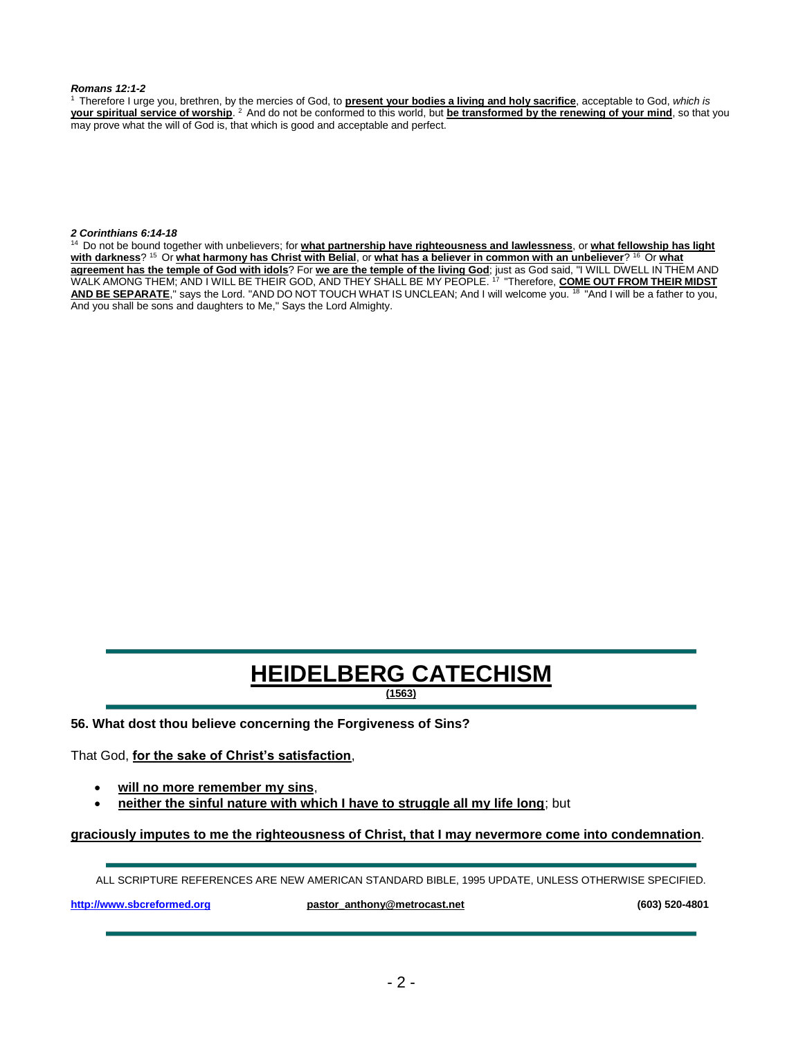***Romans 12:1-2***

[1] Therefore I urge you, brethren, by the mercies of God, to **present your bodies a living and holy sacrifice**, acceptable to God, *which is* **your spiritual service of worship**. [2] And do not be conformed to this world, but **be transformed by the renewing of your mind**, so that you may prove what the will of God is, that which is good and acceptable and perfect.

***2 Corinthians 6:14-18***

[14] Do not be bound together with unbelievers; for **what partnership have righteousness and lawlessness**, or **what fellowship has light with darkness**? [15] Or **what harmony has Christ with Belial**, or **what has a believer in common with an unbeliever**? [16] Or **what agreement has the temple of God with idols**? For **we are the temple of the living God**; just as God said, "I WILL DWELL IN THEM AND WALK AMONG THEM; AND I WILL BE THEIR GOD, AND THEY SHALL BE MY PEOPLE. [17] "Therefore, **COME OUT FROM THEIR MIDST AND BE SEPARATE**," says the Lord. "AND DO NOT TOUCH WHAT IS UNCLEAN; And I will welcome you. [18] "And I will be a father to you, And you shall be sons and daughters to Me," Says the Lord Almighty.

# HEIDELBERG CATECHISM

**(1563)**

**56. What dost thou believe concerning the Forgiveness of Sins?**

That God, **for the sake of Christ's satisfaction**,

- **will no more remember my sins**,
- **neither the sinful nature with which I have to struggle all my life long**; but

**graciously imputes to me the righteousness of Christ, that I may nevermore come into condemnation**.

ALL SCRIPTURE REFERENCES ARE NEW AMERICAN STANDARD BIBLE, 1995 UPDATE, UNLESS OTHERWISE SPECIFIED.

**http://www.sbcreformed.org** **pastor_anthony@metrocast.net** **(603) 520-4801**